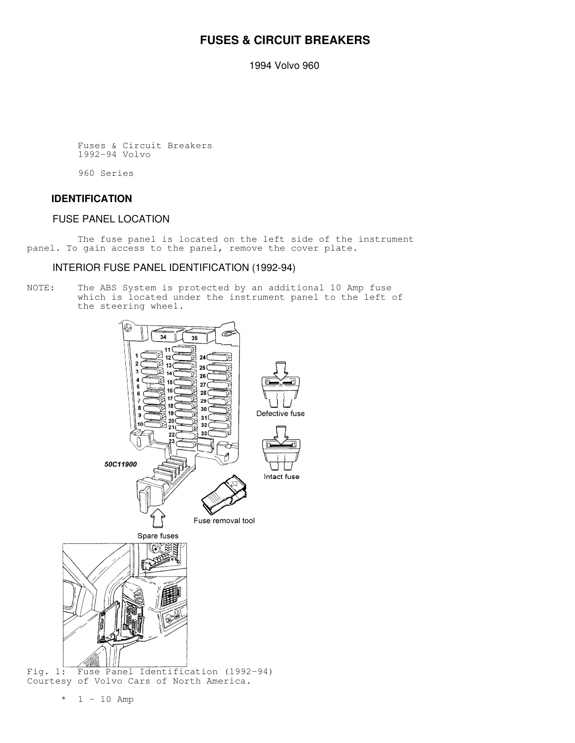# FUSES & CIRCUIT BREAKERS

1994 Volvo 960

Fuses & Circuit Breakers
1992-94 Volvo

960 Series

## IDENTIFICATION

### FUSE PANEL LOCATION

The fuse panel is located on the left side of the instrument panel. To gain access to the panel, remove the cover plate.

### INTERIOR FUSE PANEL IDENTIFICATION (1992-94)

NOTE: The ABS System is protected by an additional 10 Amp fuse which is located under the instrument panel to the left of the steering wheel.

Fig. 1: Fuse Panel Identification (1992-94)
Courtesy of Volvo Cars of North America.

* 1 - 10 Amp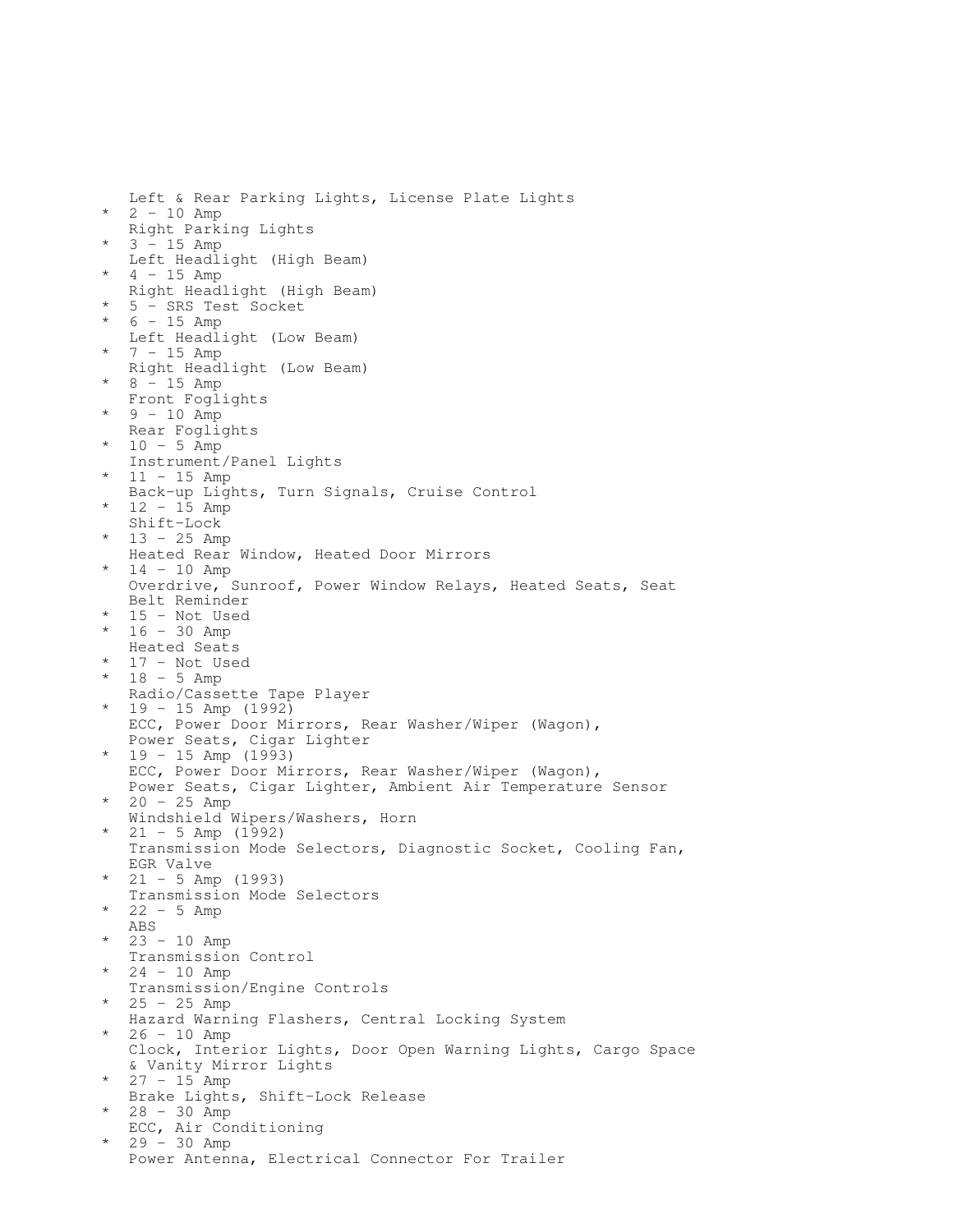Left & Rear Parking Lights, License Plate Lights

* 2 - 10 Amp
  Right Parking Lights
* 3 - 15 Amp
  Left Headlight (High Beam)
* 4 - 15 Amp
  Right Headlight (High Beam)
* 5 - SRS Test Socket
* 6 - 15 Amp
  Left Headlight (Low Beam)
* 7 - 15 Amp
  Right Headlight (Low Beam)
* 8 - 15 Amp
  Front Foglights
* 9 - 10 Amp
  Rear Foglights
* 10 - 5 Amp
  Instrument/Panel Lights
* 11 - 15 Amp
  Back-up Lights, Turn Signals, Cruise Control
* 12 - 15 Amp
  Shift-Lock
* 13 - 25 Amp
  Heated Rear Window, Heated Door Mirrors
* 14 - 10 Amp
  Overdrive, Sunroof, Power Window Relays, Heated Seats, Seat Belt Reminder
* 15 - Not Used
* 16 - 30 Amp
  Heated Seats
* 17 - Not Used
* 18 - 5 Amp
  Radio/Cassette Tape Player
* 19 - 15 Amp (1992)
  ECC, Power Door Mirrors, Rear Washer/Wiper (Wagon), Power Seats, Cigar Lighter
* 19 - 15 Amp (1993)
  ECC, Power Door Mirrors, Rear Washer/Wiper (Wagon), Power Seats, Cigar Lighter, Ambient Air Temperature Sensor
* 20 - 25 Amp
  Windshield Wipers/Washers, Horn
* 21 - 5 Amp (1992)
  Transmission Mode Selectors, Diagnostic Socket, Cooling Fan, EGR Valve
* 21 - 5 Amp (1993)
  Transmission Mode Selectors
* 22 - 5 Amp
  ABS
* 23 - 10 Amp
  Transmission Control
* 24 - 10 Amp
  Transmission/Engine Controls
* 25 - 25 Amp
  Hazard Warning Flashers, Central Locking System
* 26 - 10 Amp
  Clock, Interior Lights, Door Open Warning Lights, Cargo Space & Vanity Mirror Lights
* 27 - 15 Amp
  Brake Lights, Shift-Lock Release
* 28 - 30 Amp
  ECC, Air Conditioning
* 29 - 30 Amp
  Power Antenna, Electrical Connector For Trailer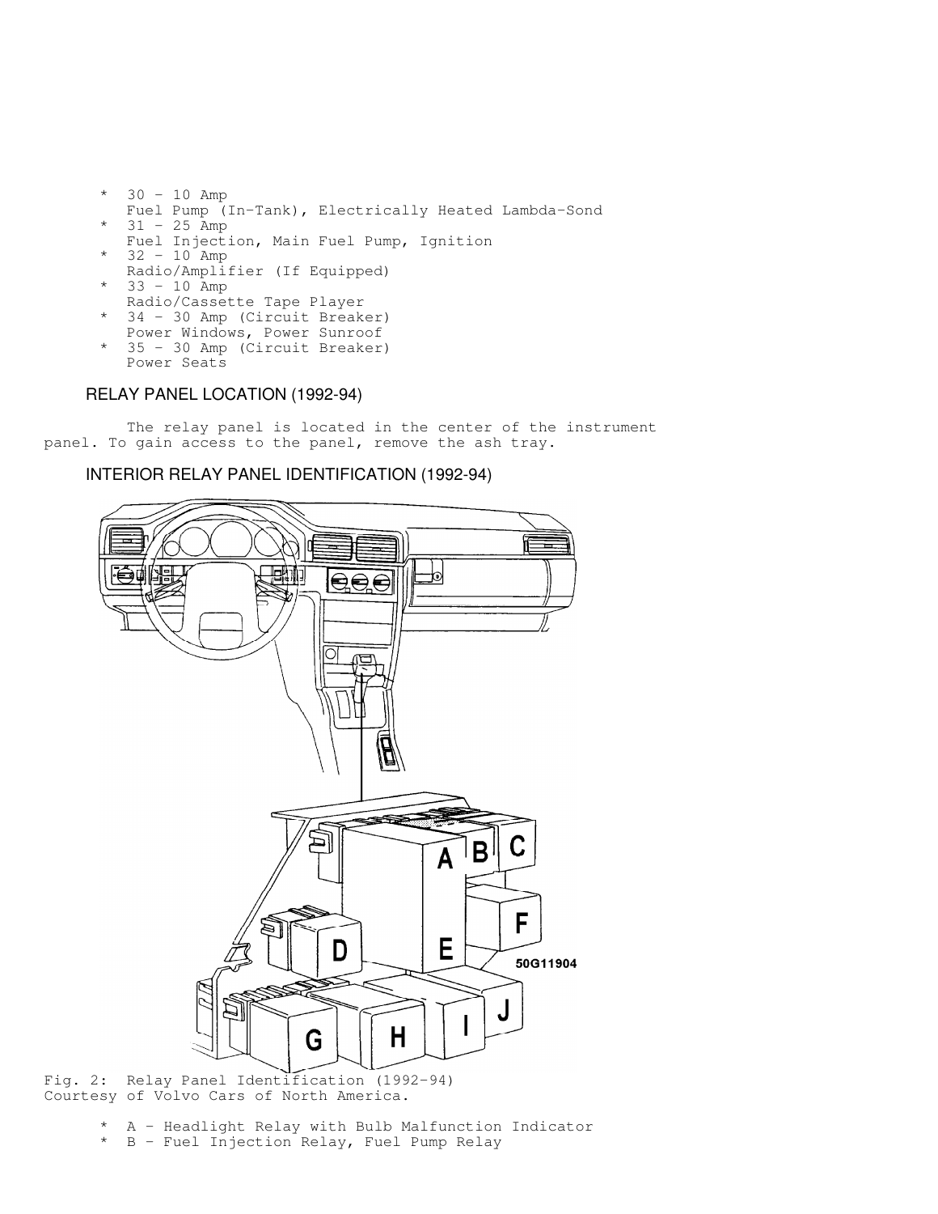* 30 - 10 Amp
  Fuel Pump (In-Tank), Electrically Heated Lambda-Sond
* 31 - 25 Amp
  Fuel Injection, Main Fuel Pump, Ignition
* 32 - 10 Amp
  Radio/Amplifier (If Equipped)
* 33 - 10 Amp
  Radio/Cassette Tape Player
* 34 - 30 Amp (Circuit Breaker)
  Power Windows, Power Sunroof
* 35 - 30 Amp (Circuit Breaker)
  Power Seats

## RELAY PANEL LOCATION (1992-94)

The relay panel is located in the center of the instrument panel. To gain access to the panel, remove the ash tray.

## INTERIOR RELAY PANEL IDENTIFICATION (1992-94)

Fig. 2: Relay Panel Identification (1992-94)
Courtesy of Volvo Cars of North America.

* A - Headlight Relay with Bulb Malfunction Indicator
* B - Fuel Injection Relay, Fuel Pump Relay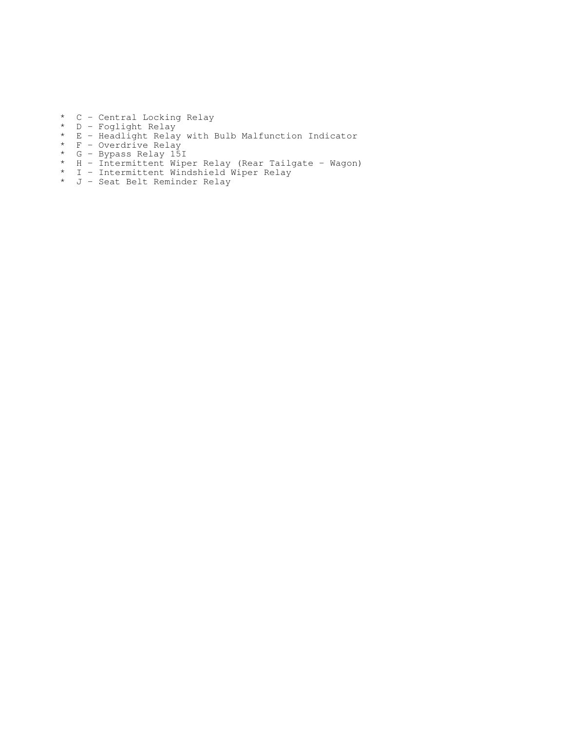* C - Central Locking Relay
* D - Foglight Relay
* E - Headlight Relay with Bulb Malfunction Indicator
* F - Overdrive Relay
* G - Bypass Relay 15I
* H - Intermittent Wiper Relay (Rear Tailgate - Wagon)
* I - Intermittent Windshield Wiper Relay
* J - Seat Belt Reminder Relay